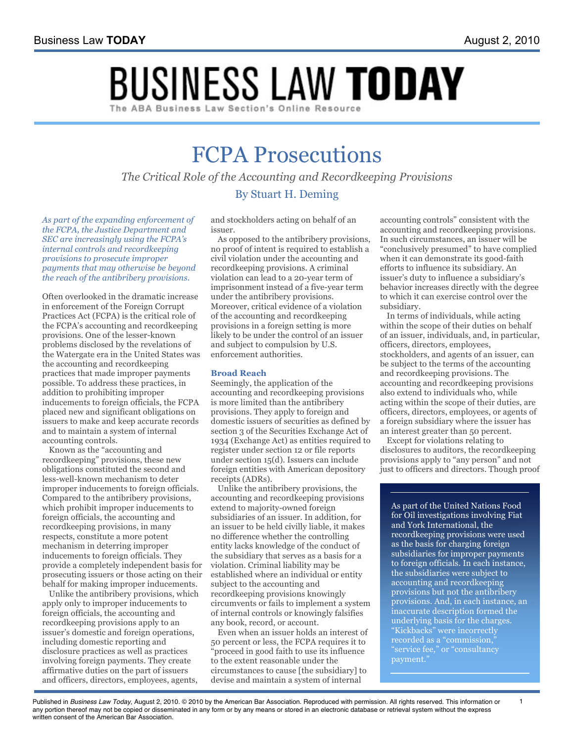# FCPA Prosecutions

*The Critical Role of the Accounting and Recordkeeping Provisions*

By Stuart H. Deming

*As part of the expanding enforcement of the FCPA, the Justice Department and SEC are increasingly using the FCPA's internal controls and recordkeeping provisions to prosecute improper payments that may otherwise be beyond the reach of the antibribery provisions.*

Often overlooked in the dramatic increase in enforcement of the Foreign Corrupt Practices Act (FCPA) is the critical role of the FCPA's accounting and recordkeeping provisions. One of the lesser-known problems disclosed by the revelations of the Watergate era in the United States was the accounting and recordkeeping practices that made improper payments possible. To address these practices, in addition to prohibiting improper inducements to foreign officials, the FCPA placed new and significant obligations on issuers to make and keep accurate records and to maintain a system of internal accounting controls.

Known as the "accounting and recordkeeping" provisions, these new obligations constituted the second and less-well-known mechanism to deter improper inducements to foreign officials. Compared to the antibribery provisions, which prohibit improper inducements to foreign officials, the accounting and recordkeeping provisions, in many respects, constitute a more potent mechanism in deterring improper inducements to foreign officials. They provide a completely independent basis for prosecuting issuers or those acting on their behalf for making improper inducements.

Unlike the antibribery provisions, which apply only to improper inducements to foreign officials, the accounting and recordkeeping provisions apply to an issuer's domestic and foreign operations, including domestic reporting and disclosure practices as well as practices involving foreign payments. They create affirmative duties on the part of issuers and officers, directors, employees, agents, and stockholders acting on behalf of an issuer.

As opposed to the antibribery provisions, no proof of intent is required to establish a civil violation under the accounting and recordkeeping provisions. A criminal violation can lead to a 20-year term of imprisonment instead of a five-year term under the antibribery provisions. Moreover, critical evidence of a violation of the accounting and recordkeeping provisions in a foreign setting is more likely to be under the control of an issuer and subject to compulsion by U.S. enforcement authorities.

### Broad Reach

Seemingly, the application of the accounting and recordkeeping provisions is more limited than the antibribery provisions. They apply to foreign and domestic issuers of securities as defined by section 3 of the Securities Exchange Act of 1934 (Exchange Act) as entities required to register under section 12 or file reports under section 15(d). Issuers can include foreign entities with American depository receipts (ADRs).

Unlike the antibribery provisions, the accounting and recordkeeping provisions extend to majority-owned foreign subsidiaries of an issuer. In addition, for an issuer to be held civilly liable, it makes no difference whether the controlling entity lacks knowledge of the conduct of the subsidiary that serves as a basis for a violation. Criminal liability may be established where an individual or entity subject to the accounting and recordkeeping provisions knowingly circumvents or fails to implement a system of internal controls or knowingly falsifies any book, record, or account.

Even when an issuer holds an interest of 50 percent or less, the FCPA requires it to "proceed in good faith to use its influence to the extent reasonable under the circumstances to cause [the subsidiary] to devise and maintain a system of internal accounting controls" consistent with the accounting and recordkeeping provisions. In such circumstances, an issuer will be "conclusively presumed" to have complied when it can demonstrate its good-faith efforts to influence its subsidiary. An issuer's duty to influence a subsidiary's behavior increases directly with the degree to which it can exercise control over the subsidiary.

In terms of individuals, while acting within the scope of their duties on behalf of an issuer, individuals, and, in particular, officers, directors, employees, stockholders, and agents of an issuer, can be subject to the terms of the accounting and recordkeeping provisions. The accounting and recordkeeping provisions also extend to individuals who, while acting within the scope of their duties, are officers, directors, employees, or agents of a foreign subsidiary where the issuer has an interest greater than 50 percent.

Except for violations relating to disclosures to auditors, the recordkeeping provisions apply to "any person" and not just to officers and directors. Though proof

> As part of the United Nations Food for Oil investigations involving Fiat and York International, the recordkeeping provisions were used as the basis for charging foreign subsidiaries for improper payments to foreign officials. In each instance, the subsidiaries were subject to accounting and recordkeeping provisions but not the antibribery provisions. And, in each instance, an inaccurate description formed the underlying basis for the charges. "Kickbacks" were incorrectly recorded as a "commission," "service fee," or "consultancy payment."

Published in *Business Law Today*, August 2, 2010. © 2010 by the American Bar Association. Reproduced with permission. All rights reserved. This information or any portion thereof may not be copied or disseminated in any form or by any means or stored in an electronic database or retrieval system without the express written consent of the American Bar Association.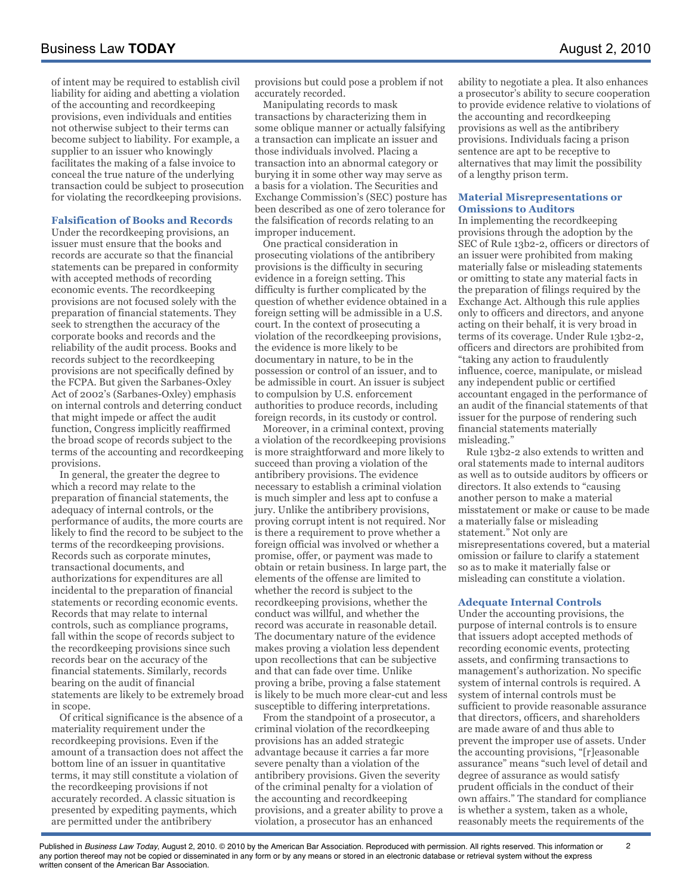of intent may be required to establish civil liability for aiding and abetting a violation of the accounting and recordkeeping provisions, even individuals and entities not otherwise subject to their terms can become subject to liability. For example, a supplier to an issuer who knowingly facilitates the making of a false invoice to conceal the true nature of the underlying transaction could be subject to prosecution for violating the recordkeeping provisions.

### Falsification of Books and Records

Under the recordkeeping provisions, an issuer must ensure that the books and records are accurate so that the financial statements can be prepared in conformity with accepted methods of recording economic events. The recordkeeping provisions are not focused solely with the preparation of financial statements. They seek to strengthen the accuracy of the corporate books and records and the reliability of the audit process. Books and records subject to the recordkeeping provisions are not specifically defined by the FCPA. But given the Sarbanes-Oxley Act of 2002's (Sarbanes-Oxley) emphasis on internal controls and deterring conduct that might impede or affect the audit function, Congress implicitly reaffirmed the broad scope of records subject to the terms of the accounting and recordkeeping provisions.

In general, the greater the degree to which a record may relate to the preparation of financial statements, the adequacy of internal controls, or the performance of audits, the more courts are likely to find the record to be subject to the terms of the recordkeeping provisions. Records such as corporate minutes, transactional documents, and authorizations for expenditures are all incidental to the preparation of financial statements or recording economic events. Records that may relate to internal controls, such as compliance programs, fall within the scope of records subject to the recordkeeping provisions since such records bear on the accuracy of the financial statements. Similarly, records bearing on the audit of financial statements are likely to be extremely broad in scope.

Of critical significance is the absence of a materiality requirement under the recordkeeping provisions. Even if the amount of a transaction does not affect the bottom line of an issuer in quantitative terms, it may still constitute a violation of the recordkeeping provisions if not accurately recorded. A classic situation is presented by expediting payments, which are permitted under the antibribery provisions but could pose a problem if not accurately recorded.

Manipulating records to mask transactions by characterizing them in some oblique manner or actually falsifying a transaction can implicate an issuer and those individuals involved. Placing a transaction into an abnormal category or burying it in some other way may serve as a basis for a violation. The Securities and Exchange Commission's (SEC) posture has been described as one of zero tolerance for the falsification of records relating to an improper inducement.

One practical consideration in prosecuting violations of the antibribery provisions is the difficulty in securing evidence in a foreign setting. This difficulty is further complicated by the question of whether evidence obtained in a foreign setting will be admissible in a U.S. court. In the context of prosecuting a violation of the recordkeeping provisions, the evidence is more likely to be documentary in nature, to be in the possession or control of an issuer, and to be admissible in court. An issuer is subject to compulsion by U.S. enforcement authorities to produce records, including foreign records, in its custody or control.

Moreover, in a criminal context, proving a violation of the recordkeeping provisions is more straightforward and more likely to succeed than proving a violation of the antibribery provisions. The evidence necessary to establish a criminal violation is much simpler and less apt to confuse a jury. Unlike the antibribery provisions, proving corrupt intent is not required. Nor is there a requirement to prove whether a foreign official was involved or whether a promise, offer, or payment was made to obtain or retain business. In large part, the elements of the offense are limited to whether the record is subject to the recordkeeping provisions, whether the conduct was willful, and whether the record was accurate in reasonable detail. The documentary nature of the evidence makes proving a violation less dependent upon recollections that can be subjective and that can fade over time. Unlike proving a bribe, proving a false statement is likely to be much more clear-cut and less susceptible to differing interpretations.

From the standpoint of a prosecutor, a criminal violation of the recordkeeping provisions has an added strategic advantage because it carries a far more severe penalty than a violation of the antibribery provisions. Given the severity of the criminal penalty for a violation of the accounting and recordkeeping provisions, and a greater ability to prove a violation, a prosecutor has an enhanced ability to negotiate a plea. It also enhances a prosecutor's ability to secure cooperation to provide evidence relative to violations of the accounting and recordkeeping provisions as well as the antibribery provisions. Individuals facing a prison sentence are apt to be receptive to alternatives that may limit the possibility of a lengthy prison term.

### Material Misrepresentations or Omissions to Auditors

In implementing the recordkeeping provisions through the adoption by the SEC of Rule 13b2-2, officers or directors of an issuer were prohibited from making materially false or misleading statements or omitting to state any material facts in the preparation of filings required by the Exchange Act. Although this rule applies only to officers and directors, and anyone acting on their behalf, it is very broad in terms of its coverage. Under Rule 13b2-2, officers and directors are prohibited from "taking any action to fraudulently influence, coerce, manipulate, or mislead any independent public or certified accountant engaged in the performance of an audit of the financial statements of that issuer for the purpose of rendering such financial statements materially misleading."

Rule 13b2-2 also extends to written and oral statements made to internal auditors as well as to outside auditors by officers or directors. It also extends to "causing another person to make a material misstatement or make or cause to be made a materially false or misleading statement." Not only are misrepresentations covered, but a material omission or failure to clarify a statement so as to make it materially false or misleading can constitute a violation.

### Adequate Internal Controls

Under the accounting provisions, the purpose of internal controls is to ensure that issuers adopt accepted methods of recording economic events, protecting assets, and confirming transactions to management's authorization. No specific system of internal controls is required. A system of internal controls must be sufficient to provide reasonable assurance that directors, officers, and shareholders are made aware of and thus able to prevent the improper use of assets. Under the accounting provisions, "[r]easonable assurance" means "such level of detail and degree of assurance as would satisfy prudent officials in the conduct of their own affairs." The standard for compliance is whether a system, taken as a whole, reasonably meets the requirements of the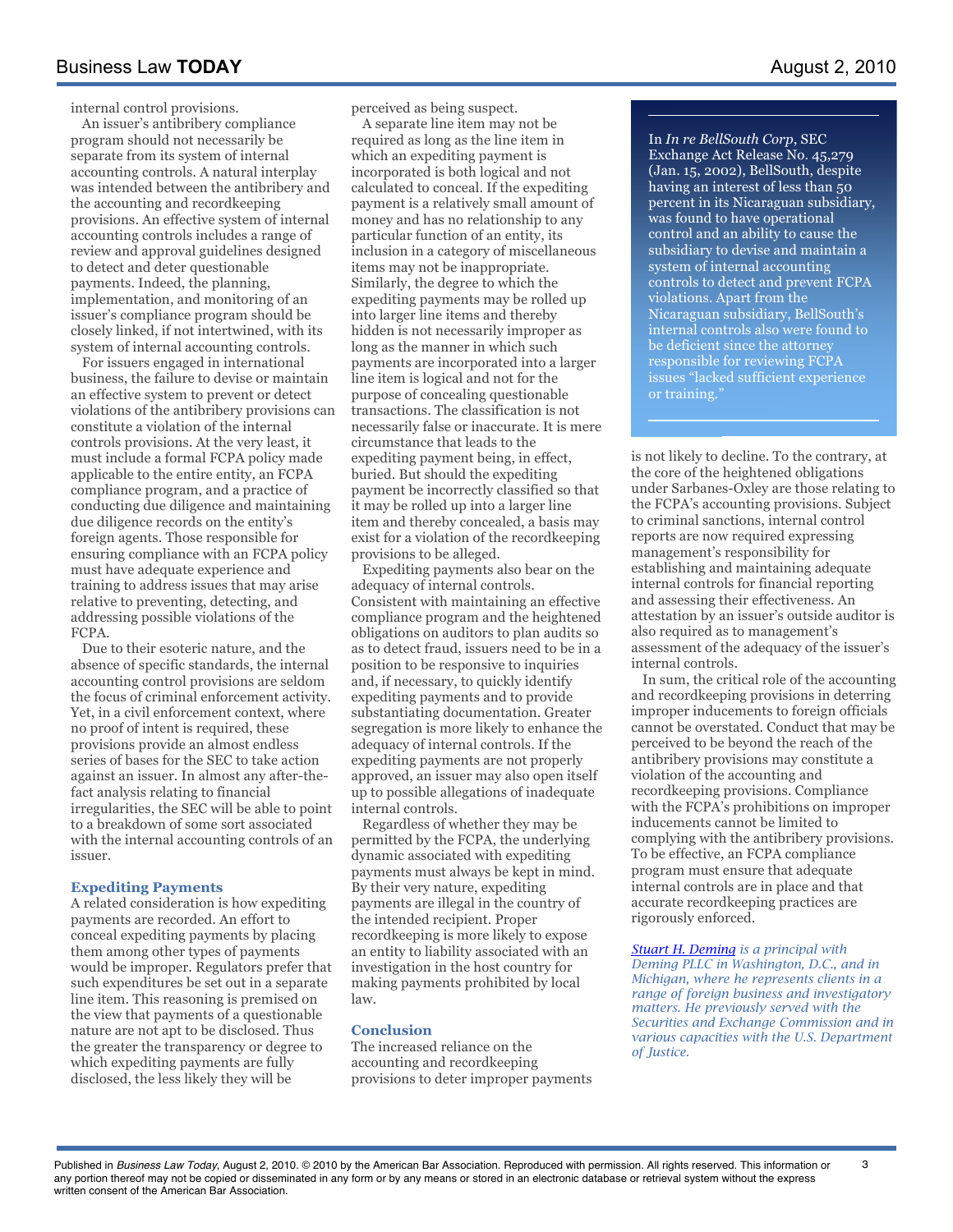internal control provisions.

An issuer's antibribery compliance program should not necessarily be separate from its system of internal accounting controls. A natural interplay was intended between the antibribery and the accounting and recordkeeping provisions. An effective system of internal accounting controls includes a range of review and approval guidelines designed to detect and deter questionable payments. Indeed, the planning, implementation, and monitoring of an issuer's compliance program should be closely linked, if not intertwined, with its system of internal accounting controls.

For issuers engaged in international business, the failure to devise or maintain an effective system to prevent or detect violations of the antibribery provisions can constitute a violation of the internal controls provisions. At the very least, it must include a formal FCPA policy made applicable to the entire entity, an FCPA compliance program, and a practice of conducting due diligence and maintaining due diligence records on the entity's foreign agents. Those responsible for ensuring compliance with an FCPA policy must have adequate experience and training to address issues that may arise relative to preventing, detecting, and addressing possible violations of the FCPA.

Due to their esoteric nature, and the absence of specific standards, the internal accounting control provisions are seldom the focus of criminal enforcement activity. Yet, in a civil enforcement context, where no proof of intent is required, these provisions provide an almost endless series of bases for the SEC to take action against an issuer. In almost any after-the-fact analysis relating to financial irregularities, the SEC will be able to point to a breakdown of some sort associated with the internal accounting controls of an issuer.

### Expediting Payments

A related consideration is how expediting payments are recorded. An effort to conceal expediting payments by placing them among other types of payments would be improper. Regulators prefer that such expenditures be set out in a separate line item. This reasoning is premised on the view that payments of a questionable nature are not apt to be disclosed. Thus the greater the transparency or degree to which expediting payments are fully disclosed, the less likely they will be perceived as being suspect.

A separate line item may not be required as long as the line item in which an expediting payment is incorporated is both logical and not calculated to conceal. If the expediting payment is a relatively small amount of money and has no relationship to any particular function of an entity, its inclusion in a category of miscellaneous items may not be inappropriate. Similarly, the degree to which the expediting payments may be rolled up into larger line items and thereby hidden is not necessarily improper as long as the manner in which such payments are incorporated into a larger line item is logical and not for the purpose of concealing questionable transactions. The classification is not necessarily false or inaccurate. It is mere circumstance that leads to the expediting payment being, in effect, buried. But should the expediting payment be incorrectly classified so that it may be rolled up into a larger line item and thereby concealed, a basis may exist for a violation of the recordkeeping provisions to be alleged.

Expediting payments also bear on the adequacy of internal controls. Consistent with maintaining an effective compliance program and the heightened obligations on auditors to plan audits so as to detect fraud, issuers need to be in a position to be responsive to inquiries and, if necessary, to quickly identify expediting payments and to provide substantiating documentation. Greater segregation is more likely to enhance the adequacy of internal controls. If the expediting payments are not properly approved, an issuer may also open itself up to possible allegations of inadequate internal controls.

Regardless of whether they may be permitted by the FCPA, the underlying dynamic associated with expediting payments must always be kept in mind. By their very nature, expediting payments are illegal in the country of the intended recipient. Proper recordkeeping is more likely to expose an entity to liability associated with an investigation in the host country for making payments prohibited by local law.

### Conclusion

The increased reliance on the accounting and recordkeeping provisions to deter improper payments is not likely to decline. To the contrary, at the core of the heightened obligations under Sarbanes-Oxley are those relating to the FCPA's accounting provisions. Subject to criminal sanctions, internal control reports are now required expressing management's responsibility for establishing and maintaining adequate internal controls for financial reporting and assessing their effectiveness. An attestation by an issuer's outside auditor is also required as to management's assessment of the adequacy of the issuer's internal controls.

In sum, the critical role of the accounting and recordkeeping provisions in deterring improper inducements to foreign officials cannot be overstated. Conduct that may be perceived to be beyond the reach of the antibribery provisions may constitute a violation of the accounting and recordkeeping provisions. Compliance with the FCPA's prohibitions on improper inducements cannot be limited to complying with the antibribery provisions. To be effective, an FCPA compliance program must ensure that adequate internal controls are in place and that accurate recordkeeping practices are rigorously enforced.

*Stuart H. Deming is a principal with Deming PLLC in Washington, D.C., and in Michigan, where he represents clients in a range of foreign business and investigatory matters. He previously served with the Securities and Exchange Commission and in various capacities with the U.S. Department of Justice.*

---

In *In re BellSouth Corp*, SEC Exchange Act Release No. 45,279 (Jan. 15, 2002), BellSouth, despite having an interest of less than 50 percent in its Nicaraguan subsidiary, was found to have operational control and an ability to cause the subsidiary to devise and maintain a system of internal accounting controls to detect and prevent FCPA violations. Apart from the Nicaraguan subsidiary, BellSouth's internal controls also were found to be deficient since the attorney responsible for reviewing FCPA issues "lacked sufficient experience or training."

---

Published in *Business Law Today*, August 2, 2010. © 2010 by the American Bar Association. Reproduced with permission. All rights reserved. This information or any portion thereof may not be copied or disseminated in any form or by any means or stored in an electronic database or retrieval system without the express written consent of the American Bar Association.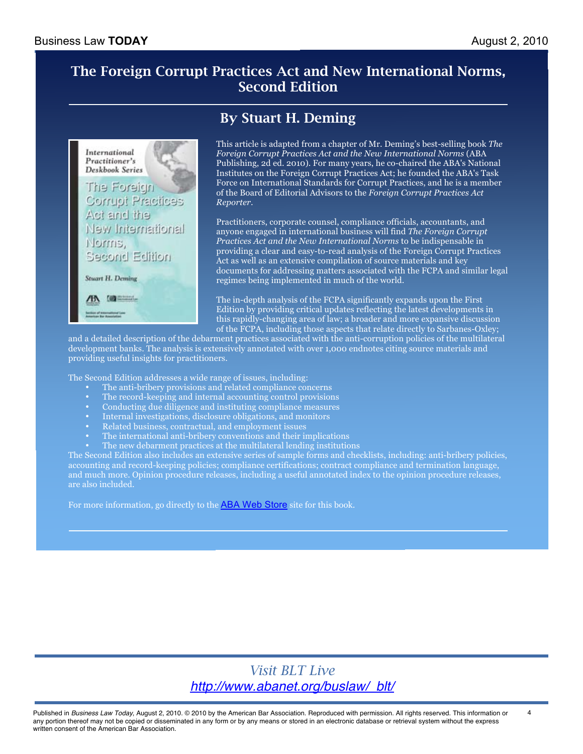# The Foreign Corrupt Practices Act and New International Norms, Second Edition

## By Stuart H. Deming

This article is adapted from a chapter of Mr. Deming's best-selling book *The Foreign Corrupt Practices Act and the New International Norms* (ABA Publishing, 2d ed. 2010). For many years, he co-chaired the ABA's National Institutes on the Foreign Corrupt Practices Act; he founded the ABA's Task Force on International Standards for Corrupt Practices, and he is a member of the Board of Editorial Advisors to the *Foreign Corrupt Practices Act Reporter*.

Practitioners, corporate counsel, compliance officials, accountants, and anyone engaged in international business will find *The Foreign Corrupt Practices Act and the New International Norms* to be indispensable in providing a clear and easy-to-read analysis of the Foreign Corrupt Practices Act as well as an extensive compilation of source materials and key documents for addressing matters associated with the FCPA and similar legal regimes being implemented in much of the world.

The in-depth analysis of the FCPA significantly expands upon the First Edition by providing critical updates reflecting the latest developments in this rapidly-changing area of law; a broader and more expansive discussion of the FCPA, including those aspects that relate directly to Sarbanes-Oxley; and a detailed description of the debarment practices associated with the anti-corruption policies of the multilateral development banks. The analysis is extensively annotated with over 1,000 endnotes citing source materials and providing useful insights for practitioners.

The Second Edition addresses a wide range of issues, including:

- The anti-bribery provisions and related compliance concerns
- The record-keeping and internal accounting control provisions
- Conducting due diligence and instituting compliance measures
- Internal investigations, disclosure obligations, and monitors
- Related business, contractual, and employment issues
- The international anti-bribery conventions and their implications
- The new debarment practices at the multilateral lending institutions

The Second Edition also includes an extensive series of sample forms and checklists, including: anti-bribery policies, accounting and record-keeping policies; compliance certifications; contract compliance and termination language, and much more. Opinion procedure releases, including a useful annotated index to the opinion procedure releases, are also included.

For more information, go directly to the ABA Web Store site for this book.

*Visit BLT Live*
http://www.abanet.org/buslaw/_blt/

Published in *Business Law Today*, August 2, 2010. © 2010 by the American Bar Association. Reproduced with permission. All rights reserved. This information or any portion thereof may not be copied or disseminated in any form or by any means or stored in an electronic database or retrieval system without the express written consent of the American Bar Association.